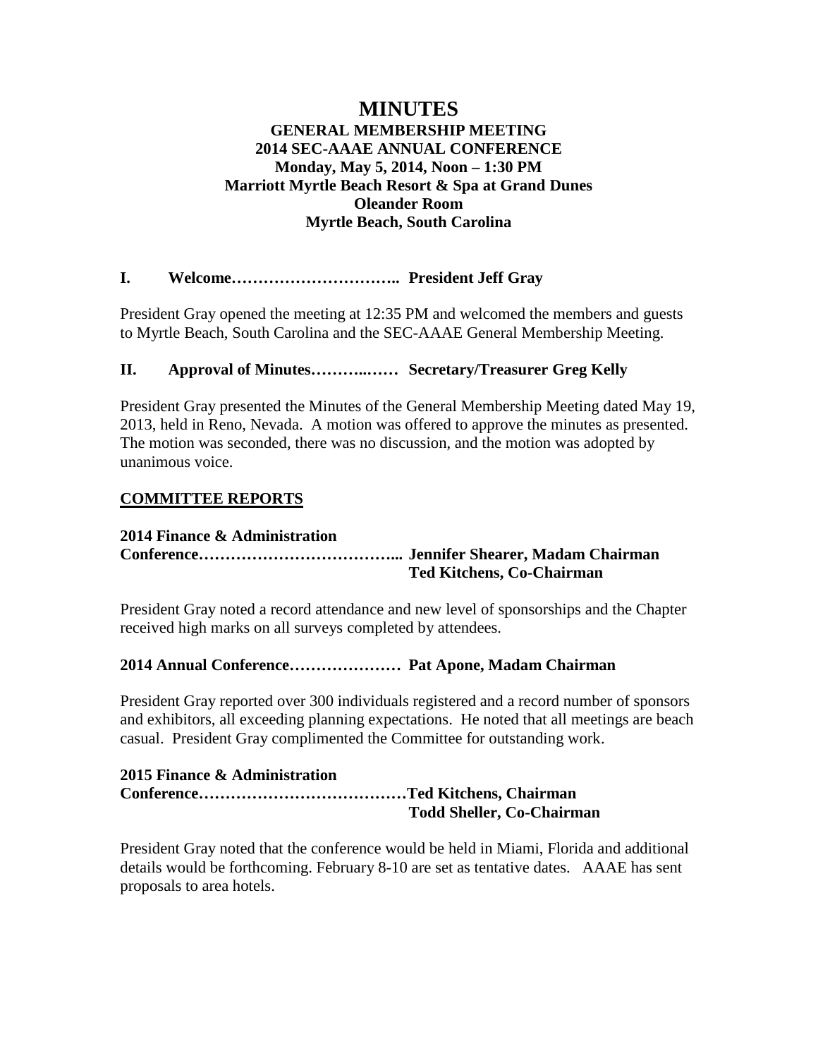# MINUTES

**GENERAL MEMBERSHIP MEETING**
**2014 SEC-AAAE ANNUAL CONFERENCE**
**Monday, May 5, 2014, Noon – 1:30 PM**
**Marriott Myrtle Beach Resort & Spa at Grand Dunes**
**Oleander Room**
**Myrtle Beach, South Carolina**

## I. Welcome………………………….. President Jeff Gray

President Gray opened the meeting at 12:35 PM and welcomed the members and guests to Myrtle Beach, South Carolina and the SEC-AAAE General Membership Meeting.

## II. Approval of Minutes………..…… Secretary/Treasurer Greg Kelly

President Gray presented the Minutes of the General Membership Meeting dated May 19, 2013, held in Reno, Nevada. A motion was offered to approve the minutes as presented. The motion was seconded, there was no discussion, and the motion was adopted by unanimous voice.

## COMMITTEE REPORTS

**2014 Finance & Administration Conference……………………………... Jennifer Shearer, Madam Chairman**
**Ted Kitchens, Co-Chairman**

President Gray noted a record attendance and new level of sponsorships and the Chapter received high marks on all surveys completed by attendees.

**2014 Annual Conference………………… Pat Apone, Madam Chairman**

President Gray reported over 300 individuals registered and a record number of sponsors and exhibitors, all exceeding planning expectations. He noted that all meetings are beach casual. President Gray complimented the Committee for outstanding work.

**2015 Finance & Administration Conference…………………………………Ted Kitchens, Chairman**
**Todd Sheller, Co-Chairman**

President Gray noted that the conference would be held in Miami, Florida and additional details would be forthcoming. February 8-10 are set as tentative dates. AAAE has sent proposals to area hotels.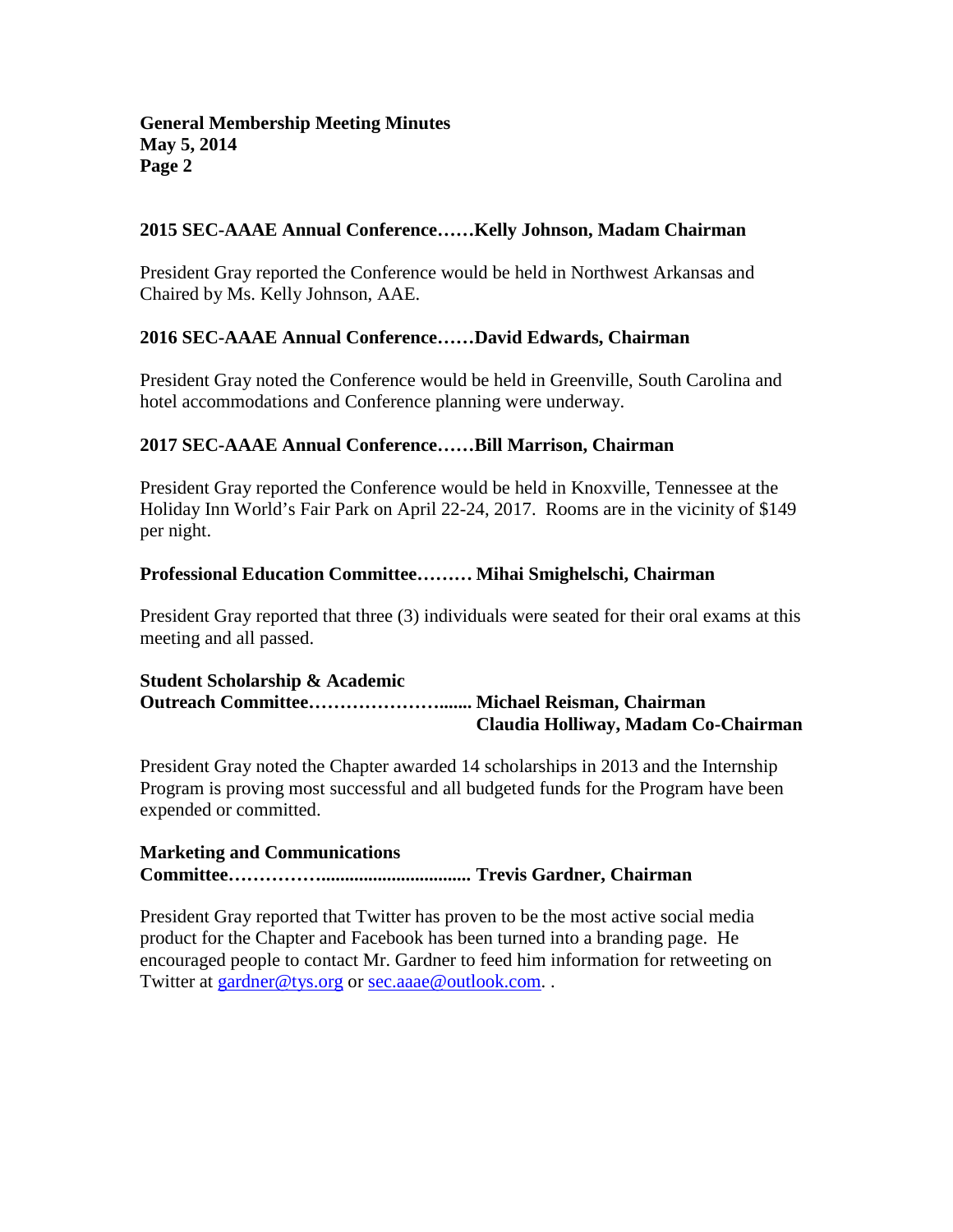**2015 SEC-AAAE Annual Conference……Kelly Johnson, Madam Chairman**

President Gray reported the Conference would be held in Northwest Arkansas and Chaired by Ms. Kelly Johnson, AAE.

**2016 SEC-AAAE Annual Conference……David Edwards, Chairman**

President Gray noted the Conference would be held in Greenville, South Carolina and hotel accommodations and Conference planning were underway.

**2017 SEC-AAAE Annual Conference……Bill Marrison, Chairman**

President Gray reported the Conference would be held in Knoxville, Tennessee at the Holiday Inn World's Fair Park on April 22-24, 2017. Rooms are in the vicinity of $149 per night.

**Professional Education Committee……… Mihai Smighelschi, Chairman**

President Gray reported that three (3) individuals were seated for their oral exams at this meeting and all passed.

**Student Scholarship & Academic Outreach Committee……………………....... Michael Reisman, Chairman**
**Claudia Holliway, Madam Co-Chairman**

President Gray noted the Chapter awarded 14 scholarships in 2013 and the Internship Program is proving most successful and all budgeted funds for the Program have been expended or committed.

**Marketing and Communications Committee…………….............................. Trevis Gardner, Chairman**

President Gray reported that Twitter has proven to be the most active social media product for the Chapter and Facebook has been turned into a branding page. He encouraged people to contact Mr. Gardner to feed him information for retweeting on Twitter at gardner@tys.org or sec.aaae@outlook.com. .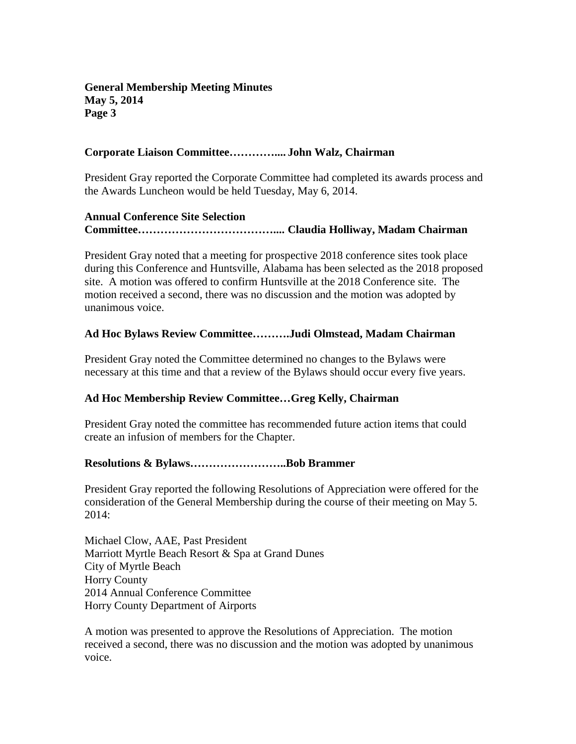**Corporate Liaison Committee………….... John Walz, Chairman**

President Gray reported the Corporate Committee had completed its awards process and the Awards Luncheon would be held Tuesday, May 6, 2014.

**Annual Conference Site Selection Committee……………………………….... Claudia Holliway, Madam Chairman**

President Gray noted that a meeting for prospective 2018 conference sites took place during this Conference and Huntsville, Alabama has been selected as the 2018 proposed site. A motion was offered to confirm Huntsville at the 2018 Conference site. The motion received a second, there was no discussion and the motion was adopted by unanimous voice.

**Ad Hoc Bylaws Review Committee……….Judi Olmstead, Madam Chairman**

President Gray noted the Committee determined no changes to the Bylaws were necessary at this time and that a review of the Bylaws should occur every five years.

**Ad Hoc Membership Review Committee…Greg Kelly, Chairman**

President Gray noted the committee has recommended future action items that could create an infusion of members for the Chapter.

**Resolutions & Bylaws……………………..Bob Brammer**

President Gray reported the following Resolutions of Appreciation were offered for the consideration of the General Membership during the course of their meeting on May 5. 2014:

Michael Clow, AAE, Past President
Marriott Myrtle Beach Resort & Spa at Grand Dunes
City of Myrtle Beach
Horry County
2014 Annual Conference Committee
Horry County Department of Airports

A motion was presented to approve the Resolutions of Appreciation. The motion received a second, there was no discussion and the motion was adopted by unanimous voice.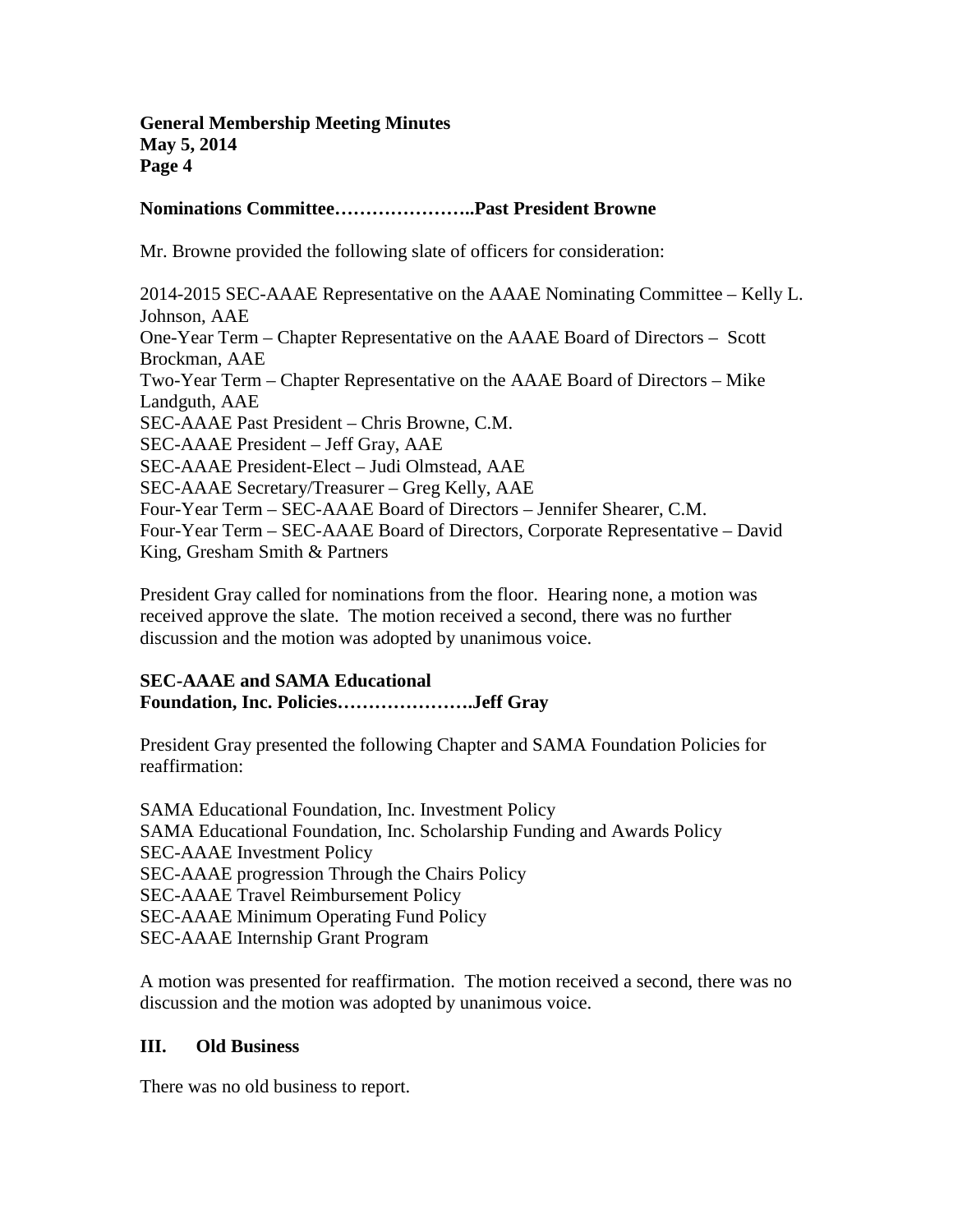**Nominations Committee…………………..Past President Browne**

Mr. Browne provided the following slate of officers for consideration:

2014-2015 SEC-AAAE Representative on the AAAE Nominating Committee – Kelly L. Johnson, AAE
One-Year Term – Chapter Representative on the AAAE Board of Directors – Scott Brockman, AAE
Two-Year Term – Chapter Representative on the AAAE Board of Directors – Mike Landguth, AAE
SEC-AAAE Past President – Chris Browne, C.M.
SEC-AAAE President – Jeff Gray, AAE
SEC-AAAE President-Elect – Judi Olmstead, AAE
SEC-AAAE Secretary/Treasurer – Greg Kelly, AAE
Four-Year Term – SEC-AAAE Board of Directors – Jennifer Shearer, C.M.
Four-Year Term – SEC-AAAE Board of Directors, Corporate Representative – David King, Gresham Smith & Partners

President Gray called for nominations from the floor. Hearing none, a motion was received approve the slate. The motion received a second, there was no further discussion and the motion was adopted by unanimous voice.

**SEC-AAAE and SAMA Educational Foundation, Inc. Policies………………….Jeff Gray**

President Gray presented the following Chapter and SAMA Foundation Policies for reaffirmation:

SAMA Educational Foundation, Inc. Investment Policy
SAMA Educational Foundation, Inc. Scholarship Funding and Awards Policy
SEC-AAAE Investment Policy
SEC-AAAE progression Through the Chairs Policy
SEC-AAAE Travel Reimbursement Policy
SEC-AAAE Minimum Operating Fund Policy
SEC-AAAE Internship Grant Program

A motion was presented for reaffirmation. The motion received a second, there was no discussion and the motion was adopted by unanimous voice.

## III. Old Business

There was no old business to report.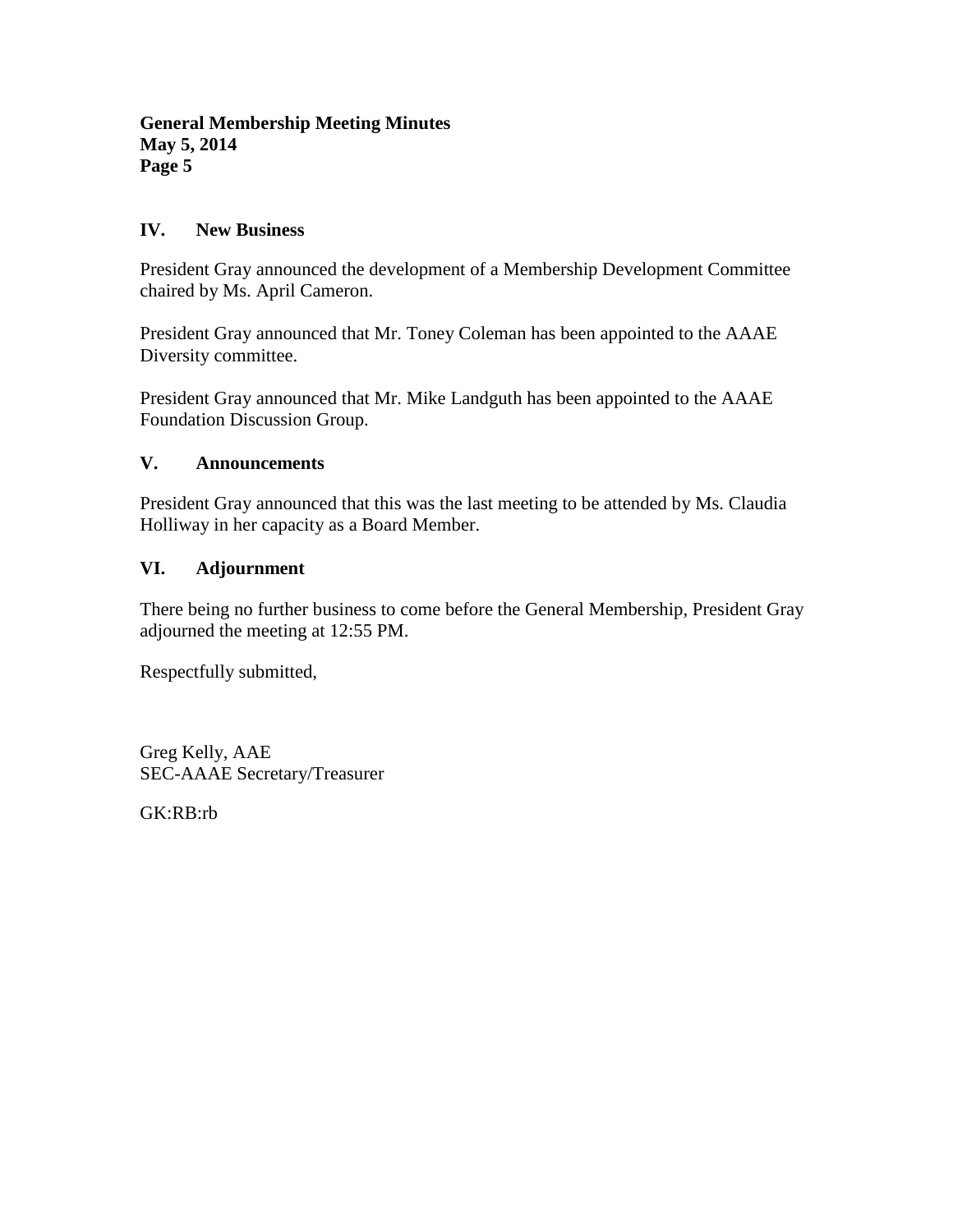## IV. New Business

President Gray announced the development of a Membership Development Committee chaired by Ms. April Cameron.

President Gray announced that Mr. Toney Coleman has been appointed to the AAAE Diversity committee.

President Gray announced that Mr. Mike Landguth has been appointed to the AAAE Foundation Discussion Group.

## V. Announcements

President Gray announced that this was the last meeting to be attended by Ms. Claudia Holliway in her capacity as a Board Member.

## VI. Adjournment

There being no further business to come before the General Membership, President Gray adjourned the meeting at 12:55 PM.

Respectfully submitted,

Greg Kelly, AAE
SEC-AAAE Secretary/Treasurer

GK:RB:rb